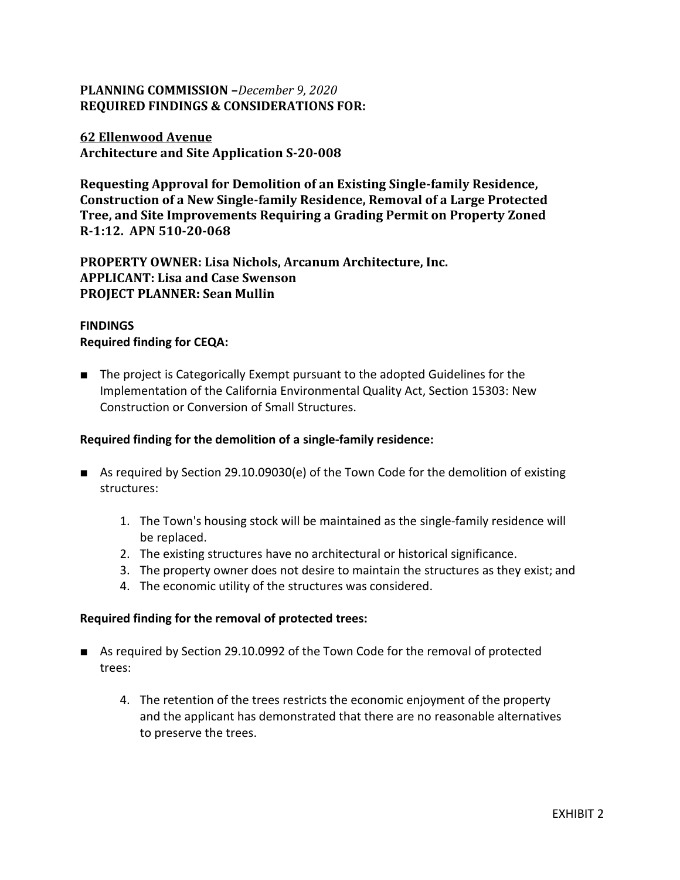**PLANNING COMMISSION –***December 9, 2020*
**REQUIRED FINDINGS & CONSIDERATIONS FOR:**

**62 Ellenwood Avenue**
**Architecture and Site Application S-20-008**

**Requesting Approval for Demolition of an Existing Single-family Residence, Construction of a New Single-family Residence, Removal of a Large Protected Tree, and Site Improvements Requiring a Grading Permit on Property Zoned R-1:12. APN 510-20-068**

**PROPERTY OWNER: Lisa Nichols, Arcanum Architecture, Inc.**
**APPLICANT: Lisa and Case Swenson**
**PROJECT PLANNER: Sean Mullin**

**FINDINGS**

**Required finding for CEQA:**

- The project is Categorically Exempt pursuant to the adopted Guidelines for the Implementation of the California Environmental Quality Act, Section 15303: New Construction or Conversion of Small Structures.

**Required finding for the demolition of a single-family residence:**

- As required by Section 29.10.09030(e) of the Town Code for the demolition of existing structures:

  1. The Town's housing stock will be maintained as the single-family residence will be replaced.
  2. The existing structures have no architectural or historical significance.
  3. The property owner does not desire to maintain the structures as they exist; and
  4. The economic utility of the structures was considered.

**Required finding for the removal of protected trees:**

- As required by Section 29.10.0992 of the Town Code for the removal of protected trees:

  4. The retention of the trees restricts the economic enjoyment of the property and the applicant has demonstrated that there are no reasonable alternatives to preserve the trees.

EXHIBIT 2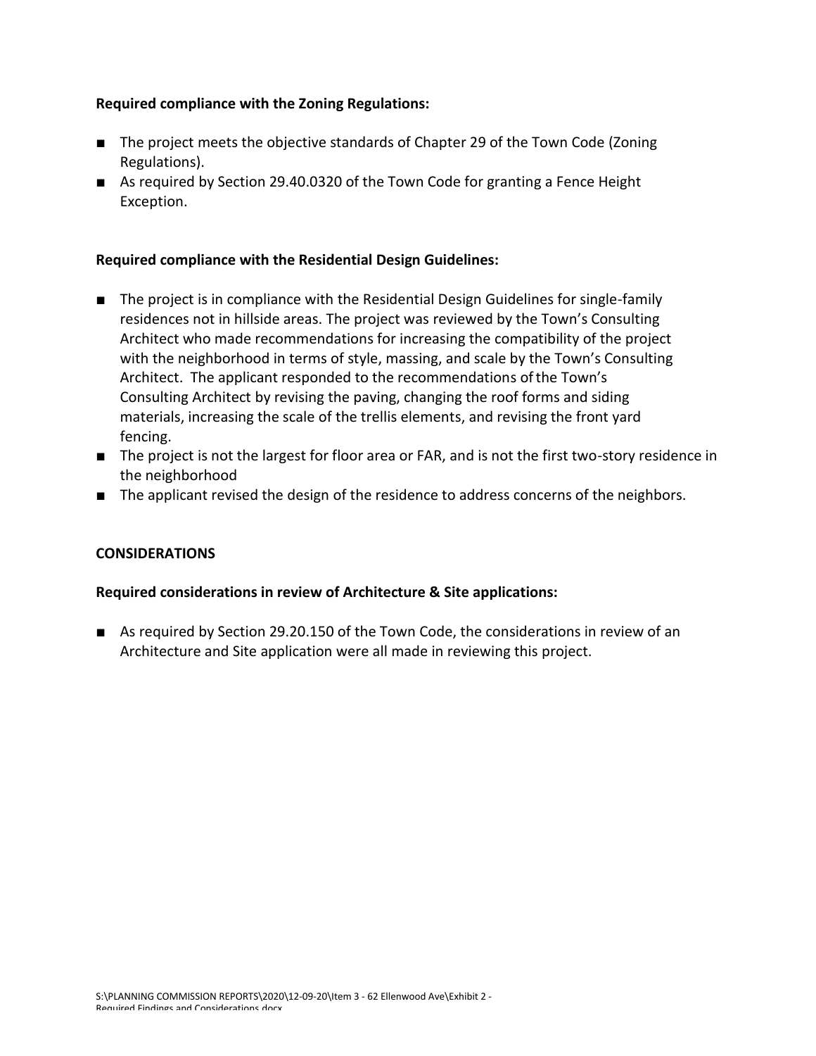**Required compliance with the Zoning Regulations:**

- The project meets the objective standards of Chapter 29 of the Town Code (Zoning Regulations).
- As required by Section 29.40.0320 of the Town Code for granting a Fence Height Exception.

**Required compliance with the Residential Design Guidelines:**

- The project is in compliance with the Residential Design Guidelines for single-family residences not in hillside areas. The project was reviewed by the Town's Consulting Architect who made recommendations for increasing the compatibility of the project with the neighborhood in terms of style, massing, and scale by the Town's Consulting Architect. The applicant responded to the recommendations of the Town's Consulting Architect by revising the paving, changing the roof forms and siding materials, increasing the scale of the trellis elements, and revising the front yard fencing.
- The project is not the largest for floor area or FAR, and is not the first two-story residence in the neighborhood
- The applicant revised the design of the residence to address concerns of the neighbors.

**CONSIDERATIONS**

**Required considerations in review of Architecture & Site applications:**

- As required by Section 29.20.150 of the Town Code, the considerations in review of an Architecture and Site application were all made in reviewing this project.